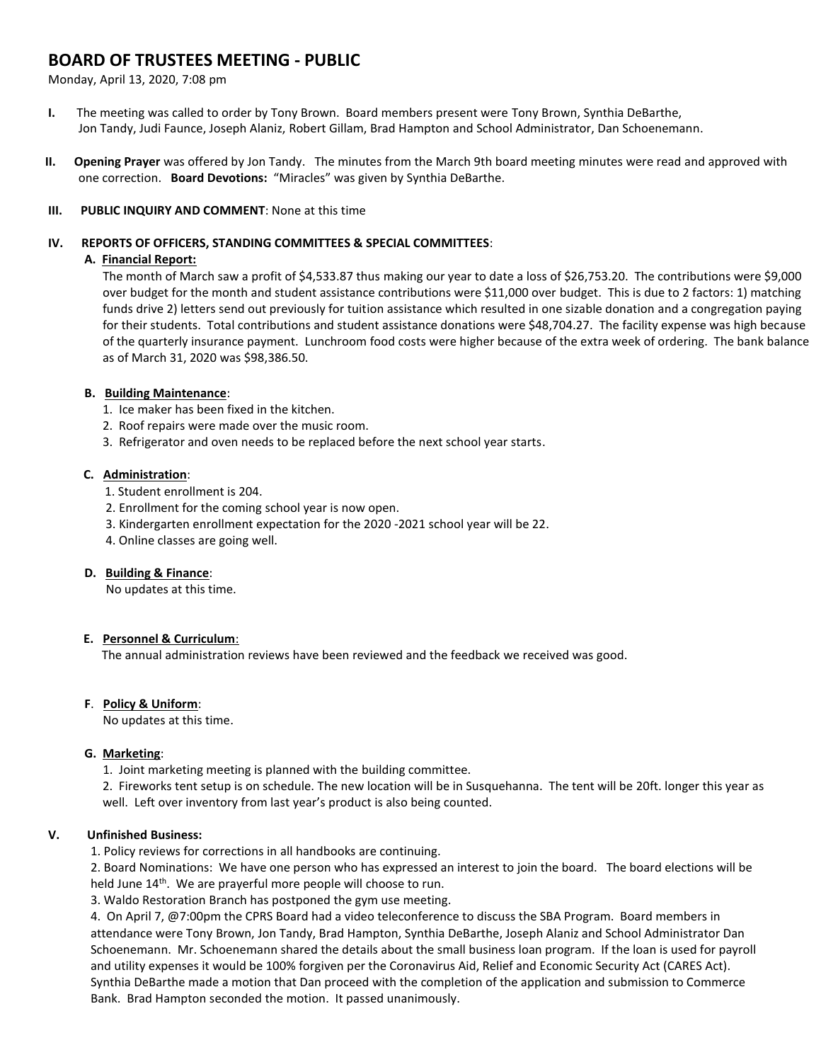# BOARD OF TRUSTEES MEETING - PUBLIC

Monday, April 13, 2020, 7:08 pm

**I.** The meeting was called to order by Tony Brown. Board members present were Tony Brown, Synthia DeBarthe, Jon Tandy, Judi Faunce, Joseph Alaniz, Robert Gillam, Brad Hampton and School Administrator, Dan Schoenemann.

**II.** **Opening Prayer** was offered by Jon Tandy. The minutes from the March 9th board meeting minutes were read and approved with one correction. **Board Devotions:** "Miracles" was given by Synthia DeBarthe.

**III.** **PUBLIC INQUIRY AND COMMENT**: None at this time

**IV.** **REPORTS OF OFFICERS, STANDING COMMITTEES & SPECIAL COMMITTEES**:

**A. Financial Report:**

The month of March saw a profit of $4,533.87 thus making our year to date a loss of $26,753.20. The contributions were $9,000 over budget for the month and student assistance contributions were $11,000 over budget. This is due to 2 factors: 1) matching funds drive 2) letters send out previously for tuition assistance which resulted in one sizable donation and a congregation paying for their students. Total contributions and student assistance donations were $48,704.27. The facility expense was high because of the quarterly insurance payment. Lunchroom food costs were higher because of the extra week of ordering. The bank balance as of March 31, 2020 was $98,386.50.

**B. Building Maintenance**:

1. Ice maker has been fixed in the kitchen.
2. Roof repairs were made over the music room.
3. Refrigerator and oven needs to be replaced before the next school year starts.

**C. Administration**:

1. Student enrollment is 204.
2. Enrollment for the coming school year is now open.
3. Kindergarten enrollment expectation for the 2020 -2021 school year will be 22.
4. Online classes are going well.

**D. Building & Finance**:

No updates at this time.

**E. Personnel & Curriculum**:

The annual administration reviews have been reviewed and the feedback we received was good.

**F. Policy & Uniform**:

No updates at this time.

**G. Marketing**:

1. Joint marketing meeting is planned with the building committee.
2. Fireworks tent setup is on schedule. The new location will be in Susquehanna. The tent will be 20ft. longer this year as well. Left over inventory from last year's product is also being counted.

**V.** **Unfinished Business:**

1. Policy reviews for corrections in all handbooks are continuing.
2. Board Nominations: We have one person who has expressed an interest to join the board. The board elections will be held June 14th. We are prayerful more people will choose to run.
3. Waldo Restoration Branch has postponed the gym use meeting.
4. On April 7, @7:00pm the CPRS Board had a video teleconference to discuss the SBA Program. Board members in attendance were Tony Brown, Jon Tandy, Brad Hampton, Synthia DeBarthe, Joseph Alaniz and School Administrator Dan Schoenemann. Mr. Schoenemann shared the details about the small business loan program. If the loan is used for payroll and utility expenses it would be 100% forgiven per the Coronavirus Aid, Relief and Economic Security Act (CARES Act). Synthia DeBarthe made a motion that Dan proceed with the completion of the application and submission to Commerce Bank. Brad Hampton seconded the motion. It passed unanimously.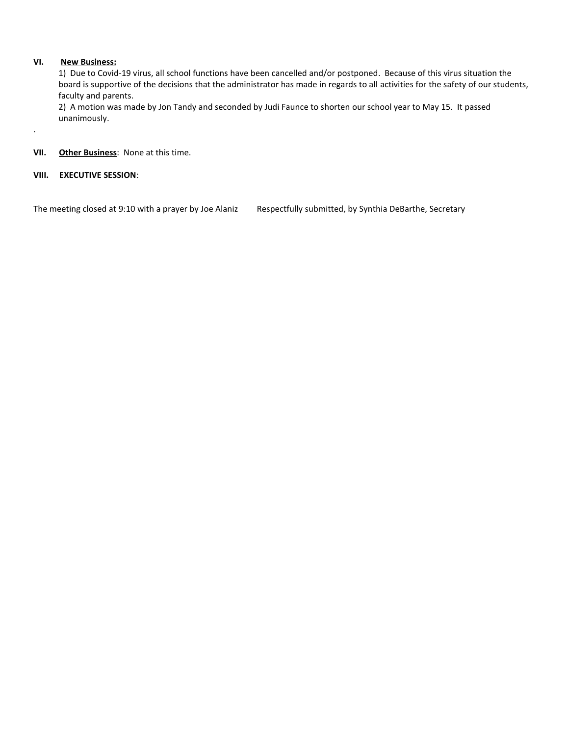**VI. <u>New Business:</u>**

1) Due to Covid-19 virus, all school functions have been cancelled and/or postponed. Because of this virus situation the board is supportive of the decisions that the administrator has made in regards to all activities for the safety of our students, faculty and parents.

2) A motion was made by Jon Tandy and seconded by Judi Faunce to shorten our school year to May 15. It passed unanimously.

.

**VII. <u>Other Business</u>**: None at this time.

**VIII. EXECUTIVE SESSION**:

The meeting closed at 9:10 with a prayer by Joe Alaniz Respectfully submitted, by Synthia DeBarthe, Secretary